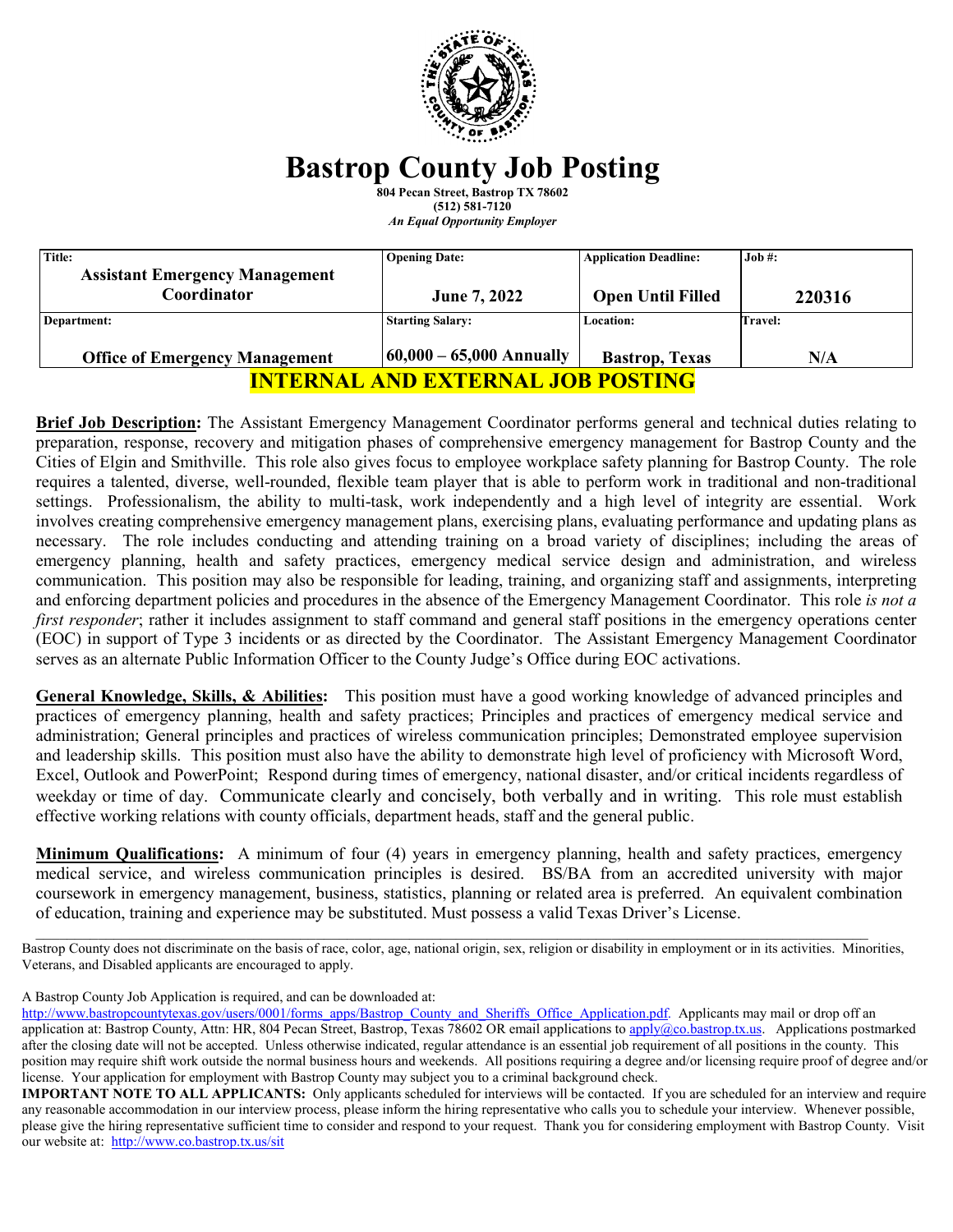# Bastrop County Job Posting

**804 Pecan Street, Bastrop TX 78602**
**(512) 581-7120**
*An Equal Opportunity Employer*

| Title: | Opening Date: | Application Deadline: | Job #: |
|---|---|---|---|
| **Assistant Emergency Management Coordinator** | **June 7, 2022** | **Open Until Filled** | **220316** |
| **Department:** | **Starting Salary:** | **Location:** | **Travel:** |
| **Office of Emergency Management** | **60,000 – 65,000 Annually** | **Bastrop, Texas** | **N/A** |

## INTERNAL AND EXTERNAL JOB POSTING

**Brief Job Description:** The Assistant Emergency Management Coordinator performs general and technical duties relating to preparation, response, recovery and mitigation phases of comprehensive emergency management for Bastrop County and the Cities of Elgin and Smithville. This role also gives focus to employee workplace safety planning for Bastrop County. The role requires a talented, diverse, well-rounded, flexible team player that is able to perform work in traditional and non-traditional settings. Professionalism, the ability to multi-task, work independently and a high level of integrity are essential. Work involves creating comprehensive emergency management plans, exercising plans, evaluating performance and updating plans as necessary. The role includes conducting and attending training on a broad variety of disciplines; including the areas of emergency planning, health and safety practices, emergency medical service design and administration, and wireless communication. This position may also be responsible for leading, training, and organizing staff and assignments, interpreting and enforcing department policies and procedures in the absence of the Emergency Management Coordinator. This role *is not a first responder*; rather it includes assignment to staff command and general staff positions in the emergency operations center (EOC) in support of Type 3 incidents or as directed by the Coordinator. The Assistant Emergency Management Coordinator serves as an alternate Public Information Officer to the County Judge's Office during EOC activations.

**General Knowledge, Skills, & Abilities:** This position must have a good working knowledge of advanced principles and practices of emergency planning, health and safety practices; Principles and practices of emergency medical service and administration; General principles and practices of wireless communication principles; Demonstrated employee supervision and leadership skills. This position must also have the ability to demonstrate high level of proficiency with Microsoft Word, Excel, Outlook and PowerPoint; Respond during times of emergency, national disaster, and/or critical incidents regardless of weekday or time of day. Communicate clearly and concisely, both verbally and in writing. This role must establish effective working relations with county officials, department heads, staff and the general public.

**Minimum Qualifications:** A minimum of four (4) years in emergency planning, health and safety practices, emergency medical service, and wireless communication principles is desired. BS/BA from an accredited university with major coursework in emergency management, business, statistics, planning or related area is preferred. An equivalent combination of education, training and experience may be substituted. Must possess a valid Texas Driver's License.

---

Bastrop County does not discriminate on the basis of race, color, age, national origin, sex, religion or disability in employment or in its activities. Minorities, Veterans, and Disabled applicants are encouraged to apply.

A Bastrop County Job Application is required, and can be downloaded at: http://www.bastropcountytexas.gov/users/0001/forms_apps/Bastrop_County_and_Sheriffs_Office_Application.pdf. Applicants may mail or drop off an application at: Bastrop County, Attn: HR, 804 Pecan Street, Bastrop, Texas 78602 OR email applications to apply@co.bastrop.tx.us. Applications postmarked after the closing date will not be accepted. Unless otherwise indicated, regular attendance is an essential job requirement of all positions in the county. This position may require shift work outside the normal business hours and weekends. All positions requiring a degree and/or licensing require proof of degree and/or license. Your application for employment with Bastrop County may subject you to a criminal background check.

**IMPORTANT NOTE TO ALL APPLICANTS:** Only applicants scheduled for interviews will be contacted. If you are scheduled for an interview and require any reasonable accommodation in our interview process, please inform the hiring representative who calls you to schedule your interview. Whenever possible, please give the hiring representative sufficient time to consider and respond to your request. Thank you for considering employment with Bastrop County. Visit our website at: http://www.co.bastrop.tx.us/sit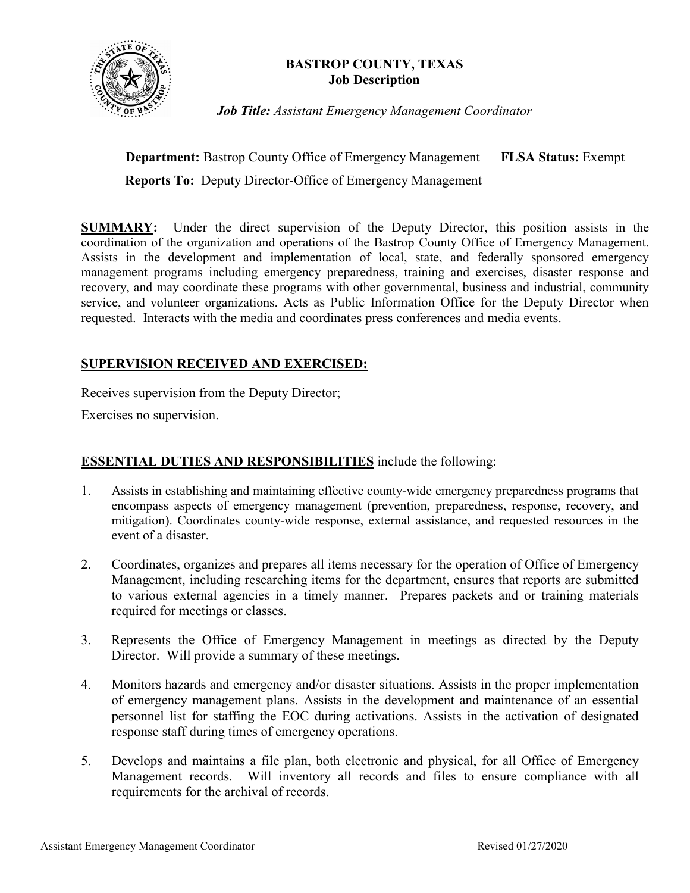# BASTROP COUNTY, TEXAS
## Job Description

***Job Title:*** *Assistant Emergency Management Coordinator*

**Department:** Bastrop County Office of Emergency Management **FLSA Status:** Exempt

**Reports To:** Deputy Director-Office of Emergency Management

**SUMMARY:** Under the direct supervision of the Deputy Director, this position assists in the coordination of the organization and operations of the Bastrop County Office of Emergency Management. Assists in the development and implementation of local, state, and federally sponsored emergency management programs including emergency preparedness, training and exercises, disaster response and recovery, and may coordinate these programs with other governmental, business and industrial, community service, and volunteer organizations. Acts as Public Information Office for the Deputy Director when requested. Interacts with the media and coordinates press conferences and media events.

**SUPERVISION RECEIVED AND EXERCISED:**

Receives supervision from the Deputy Director;

Exercises no supervision.

**ESSENTIAL DUTIES AND RESPONSIBILITIES** include the following:

1. Assists in establishing and maintaining effective county-wide emergency preparedness programs that encompass aspects of emergency management (prevention, preparedness, response, recovery, and mitigation). Coordinates county-wide response, external assistance, and requested resources in the event of a disaster.
2. Coordinates, organizes and prepares all items necessary for the operation of Office of Emergency Management, including researching items for the department, ensures that reports are submitted to various external agencies in a timely manner. Prepares packets and or training materials required for meetings or classes.
3. Represents the Office of Emergency Management in meetings as directed by the Deputy Director. Will provide a summary of these meetings.
4. Monitors hazards and emergency and/or disaster situations. Assists in the proper implementation of emergency management plans. Assists in the development and maintenance of an essential personnel list for staffing the EOC during activations. Assists in the activation of designated response staff during times of emergency operations.
5. Develops and maintains a file plan, both electronic and physical, for all Office of Emergency Management records. Will inventory all records and files to ensure compliance with all requirements for the archival of records.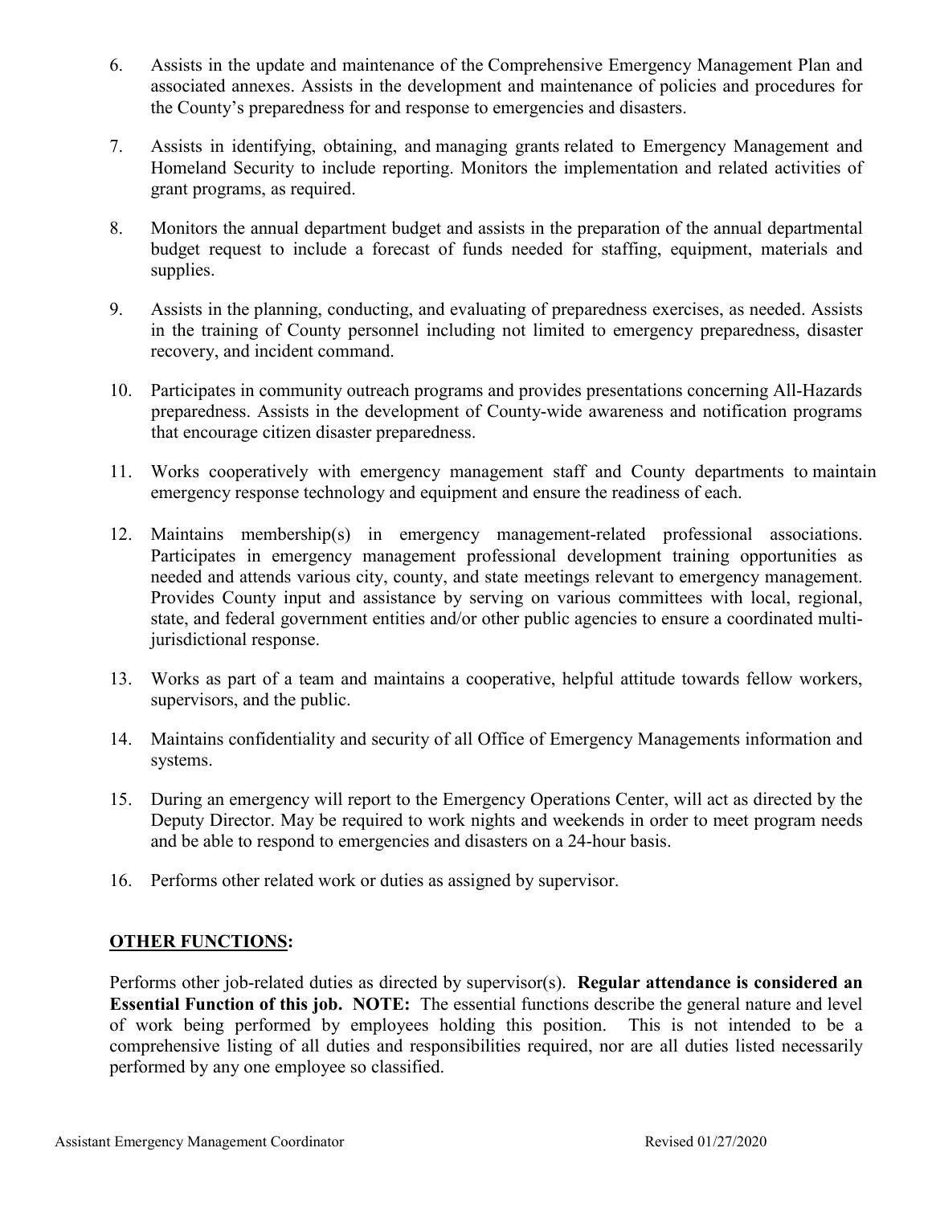6. Assists in the update and maintenance of the Comprehensive Emergency Management Plan and associated annexes. Assists in the development and maintenance of policies and procedures for the County's preparedness for and response to emergencies and disasters.

7. Assists in identifying, obtaining, and managing grants related to Emergency Management and Homeland Security to include reporting. Monitors the implementation and related activities of grant programs, as required.

8. Monitors the annual department budget and assists in the preparation of the annual departmental budget request to include a forecast of funds needed for staffing, equipment, materials and supplies.

9. Assists in the planning, conducting, and evaluating of preparedness exercises, as needed. Assists in the training of County personnel including not limited to emergency preparedness, disaster recovery, and incident command.

10. Participates in community outreach programs and provides presentations concerning All-Hazards preparedness. Assists in the development of County-wide awareness and notification programs that encourage citizen disaster preparedness.

11. Works cooperatively with emergency management staff and County departments to maintain emergency response technology and equipment and ensure the readiness of each.

12. Maintains membership(s) in emergency management-related professional associations. Participates in emergency management professional development training opportunities as needed and attends various city, county, and state meetings relevant to emergency management. Provides County input and assistance by serving on various committees with local, regional, state, and federal government entities and/or other public agencies to ensure a coordinated multi-jurisdictional response.

13. Works as part of a team and maintains a cooperative, helpful attitude towards fellow workers, supervisors, and the public.

14. Maintains confidentiality and security of all Office of Emergency Managements information and systems.

15. During an emergency will report to the Emergency Operations Center, will act as directed by the Deputy Director. May be required to work nights and weekends in order to meet program needs and be able to respond to emergencies and disasters on a 24-hour basis.

16. Performs other related work or duties as assigned by supervisor.

**OTHER FUNCTIONS:**

Performs other job-related duties as directed by supervisor(s). **Regular attendance is considered an Essential Function of this job. NOTE:** The essential functions describe the general nature and level of work being performed by employees holding this position. This is not intended to be a comprehensive listing of all duties and responsibilities required, nor are all duties listed necessarily performed by any one employee so classified.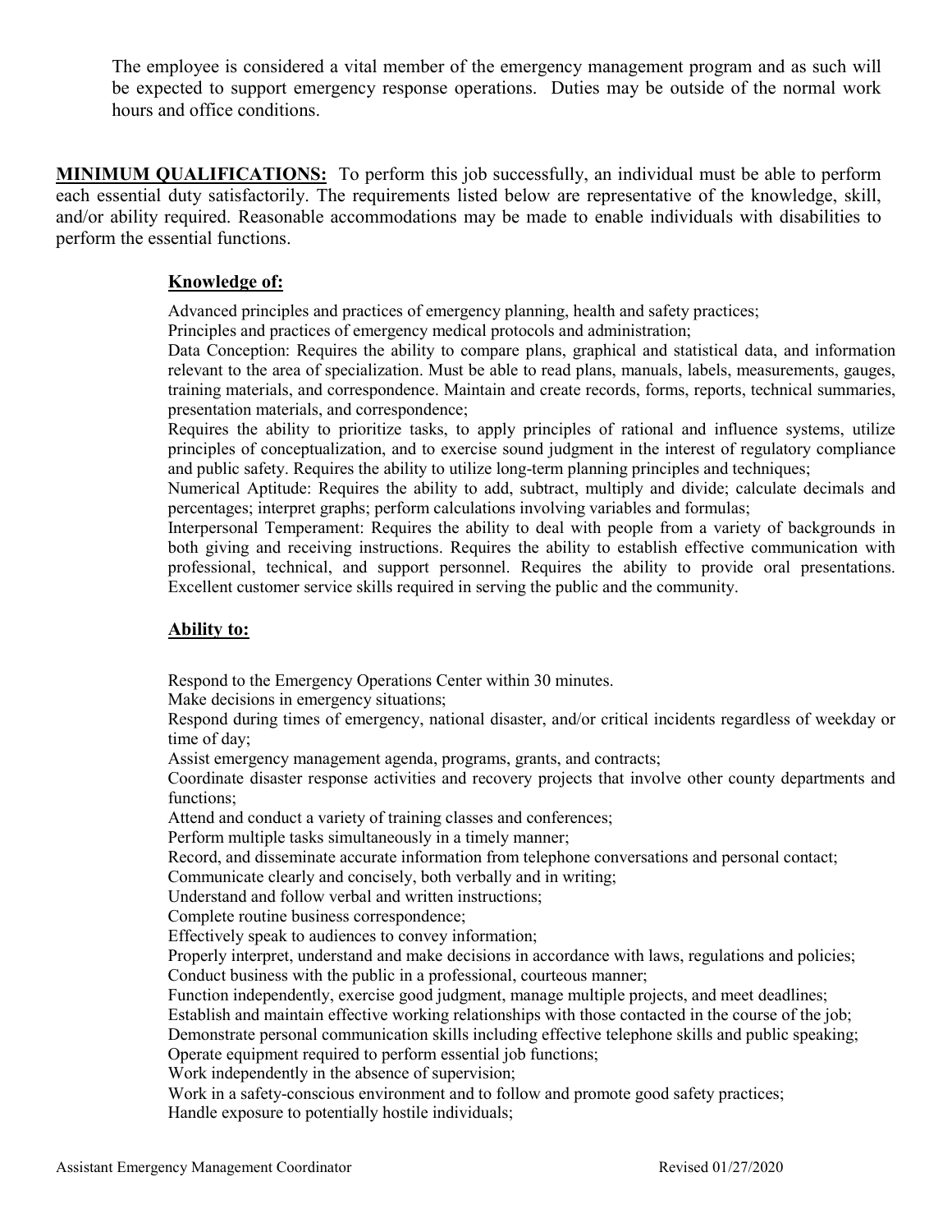The employee is considered a vital member of the emergency management program and as such will be expected to support emergency response operations. Duties may be outside of the normal work hours and office conditions.

**MINIMUM QUALIFICATIONS:** To perform this job successfully, an individual must be able to perform each essential duty satisfactorily. The requirements listed below are representative of the knowledge, skill, and/or ability required. Reasonable accommodations may be made to enable individuals with disabilities to perform the essential functions.

**Knowledge of:**

Advanced principles and practices of emergency planning, health and safety practices;
Principles and practices of emergency medical protocols and administration;
Data Conception: Requires the ability to compare plans, graphical and statistical data, and information relevant to the area of specialization. Must be able to read plans, manuals, labels, measurements, gauges, training materials, and correspondence. Maintain and create records, forms, reports, technical summaries, presentation materials, and correspondence;
Requires the ability to prioritize tasks, to apply principles of rational and influence systems, utilize principles of conceptualization, and to exercise sound judgment in the interest of regulatory compliance and public safety. Requires the ability to utilize long-term planning principles and techniques;
Numerical Aptitude: Requires the ability to add, subtract, multiply and divide; calculate decimals and percentages; interpret graphs; perform calculations involving variables and formulas;
Interpersonal Temperament: Requires the ability to deal with people from a variety of backgrounds in both giving and receiving instructions. Requires the ability to establish effective communication with professional, technical, and support personnel. Requires the ability to provide oral presentations. Excellent customer service skills required in serving the public and the community.

**Ability to:**

Respond to the Emergency Operations Center within 30 minutes.
Make decisions in emergency situations;
Respond during times of emergency, national disaster, and/or critical incidents regardless of weekday or time of day;
Assist emergency management agenda, programs, grants, and contracts;
Coordinate disaster response activities and recovery projects that involve other county departments and functions;
Attend and conduct a variety of training classes and conferences;
Perform multiple tasks simultaneously in a timely manner;
Record, and disseminate accurate information from telephone conversations and personal contact;
Communicate clearly and concisely, both verbally and in writing;
Understand and follow verbal and written instructions;
Complete routine business correspondence;
Effectively speak to audiences to convey information;
Properly interpret, understand and make decisions in accordance with laws, regulations and policies;
Conduct business with the public in a professional, courteous manner;
Function independently, exercise good judgment, manage multiple projects, and meet deadlines;
Establish and maintain effective working relationships with those contacted in the course of the job;
Demonstrate personal communication skills including effective telephone skills and public speaking;
Operate equipment required to perform essential job functions;
Work independently in the absence of supervision;
Work in a safety-conscious environment and to follow and promote good safety practices;
Handle exposure to potentially hostile individuals;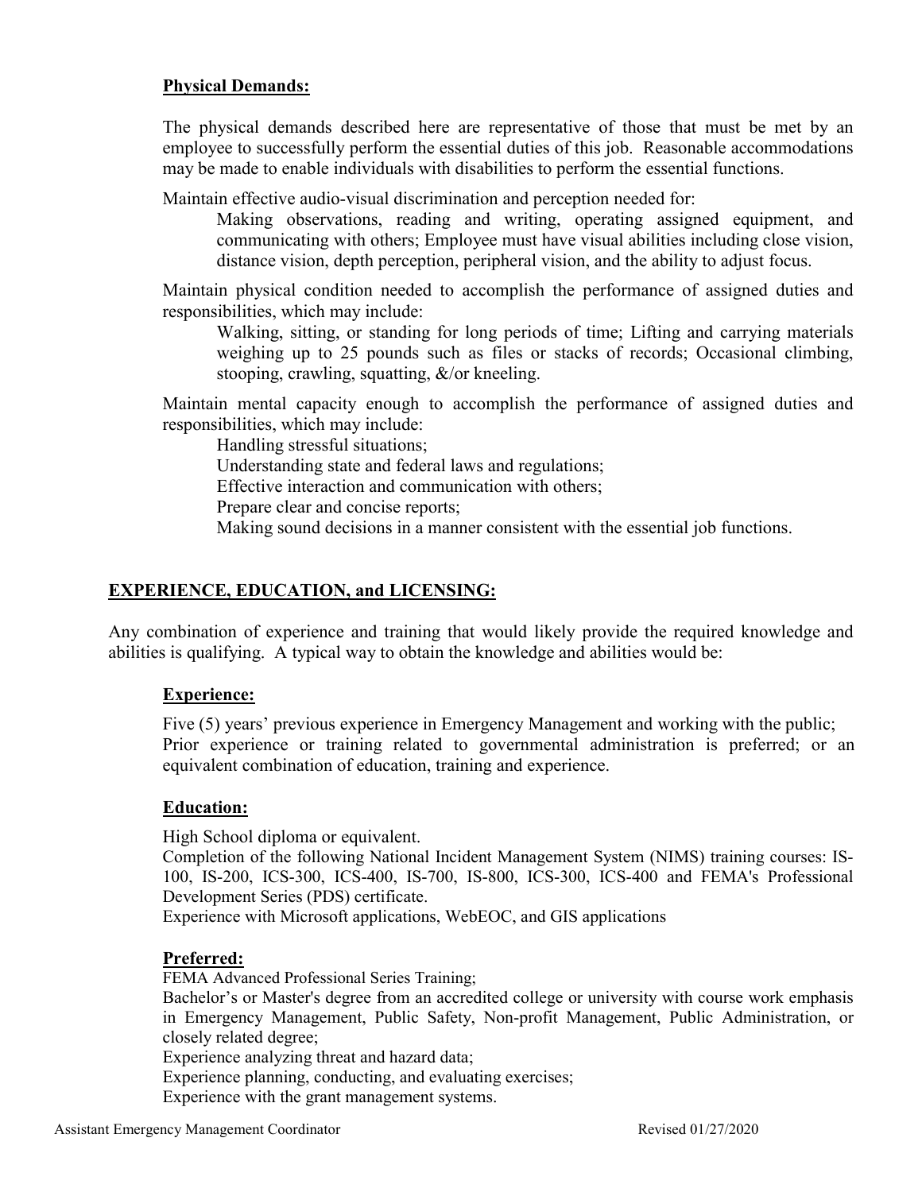**Physical Demands:**

The physical demands described here are representative of those that must be met by an employee to successfully perform the essential duties of this job. Reasonable accommodations may be made to enable individuals with disabilities to perform the essential functions.

Maintain effective audio-visual discrimination and perception needed for:

> Making observations, reading and writing, operating assigned equipment, and communicating with others; Employee must have visual abilities including close vision, distance vision, depth perception, peripheral vision, and the ability to adjust focus.

Maintain physical condition needed to accomplish the performance of assigned duties and responsibilities, which may include:

> Walking, sitting, or standing for long periods of time; Lifting and carrying materials weighing up to 25 pounds such as files or stacks of records; Occasional climbing, stooping, crawling, squatting, &/or kneeling.

Maintain mental capacity enough to accomplish the performance of assigned duties and responsibilities, which may include:

> Handling stressful situations;
> Understanding state and federal laws and regulations;
> Effective interaction and communication with others;
> Prepare clear and concise reports;
> Making sound decisions in a manner consistent with the essential job functions.

## EXPERIENCE, EDUCATION, and LICENSING:

Any combination of experience and training that would likely provide the required knowledge and abilities is qualifying. A typical way to obtain the knowledge and abilities would be:

**Experience:**

Five (5) years' previous experience in Emergency Management and working with the public;
Prior experience or training related to governmental administration is preferred; or an equivalent combination of education, training and experience.

**Education:**

High School diploma or equivalent.
Completion of the following National Incident Management System (NIMS) training courses: IS-100, IS-200, ICS-300, ICS-400, IS-700, IS-800, ICS-300, ICS-400 and FEMA's Professional Development Series (PDS) certificate.
Experience with Microsoft applications, WebEOC, and GIS applications

**Preferred:**

FEMA Advanced Professional Series Training;
Bachelor's or Master's degree from an accredited college or university with course work emphasis in Emergency Management, Public Safety, Non-profit Management, Public Administration, or closely related degree;
Experience analyzing threat and hazard data;
Experience planning, conducting, and evaluating exercises;
Experience with the grant management systems.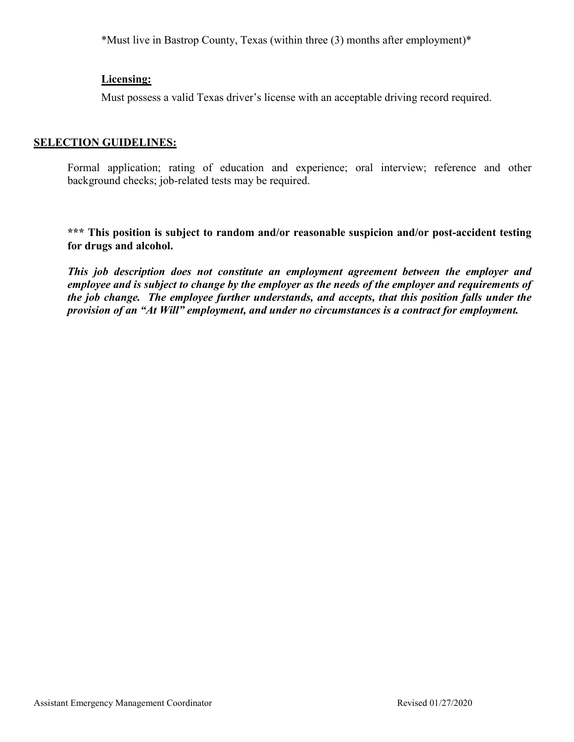*Must live in Bastrop County, Texas (within three (3) months after employment)*

**Licensing:**

Must possess a valid Texas driver's license with an acceptable driving record required.

## SELECTION GUIDELINES:

Formal application; rating of education and experience; oral interview; reference and other background checks; job-related tests may be required.

**\*\*\* This position is subject to random and/or reasonable suspicion and/or post-accident testing for drugs and alcohol.**

***This job description does not constitute an employment agreement between the employer and employee and is subject to change by the employer as the needs of the employer and requirements of the job change. The employee further understands, and accepts, that this position falls under the provision of an "At Will" employment, and under no circumstances is a contract for employment.***